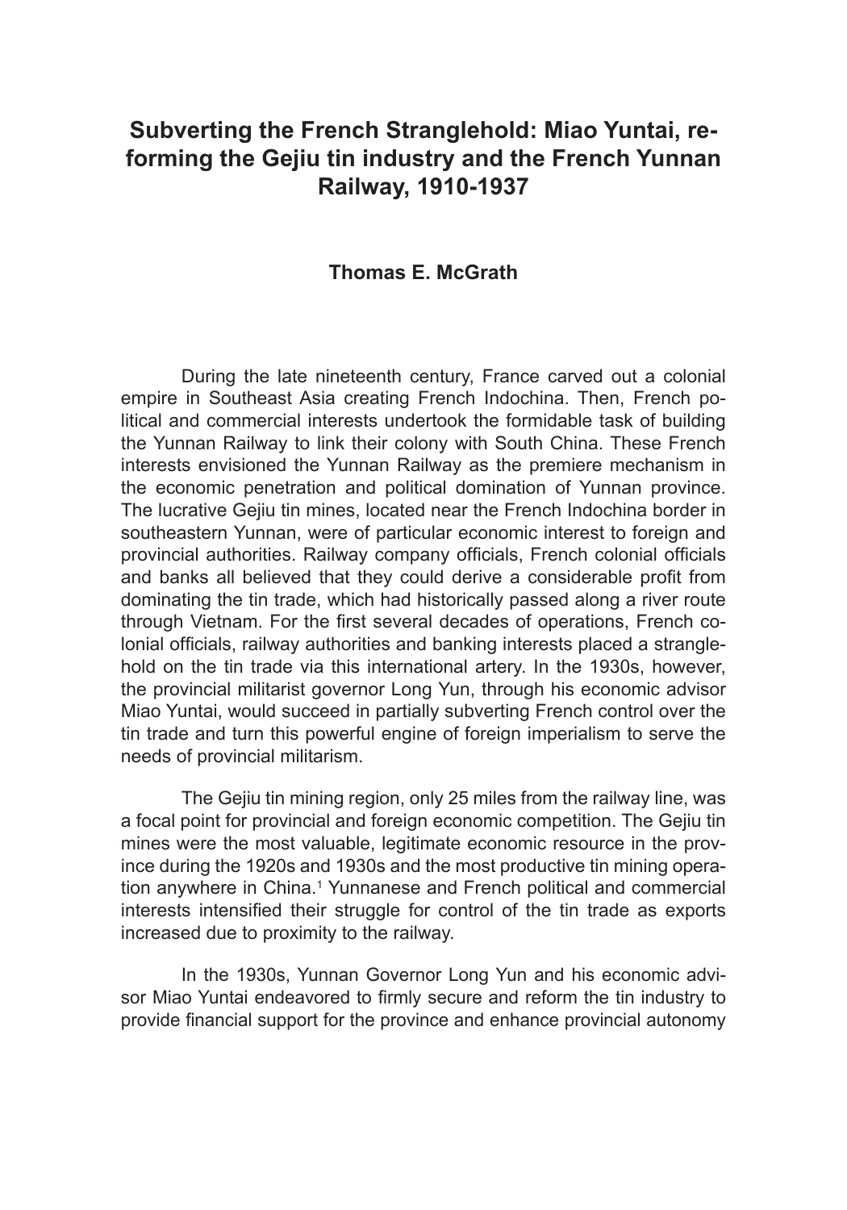# Subverting the French Stranglehold: Miao Yuntai, reforming the Gejiu tin industry and the French Yunnan Railway, 1910-1937

**Thomas E. McGrath**

During the late nineteenth century, France carved out a colonial empire in Southeast Asia creating French Indochina. Then, French political and commercial interests undertook the formidable task of building the Yunnan Railway to link their colony with South China. These French interests envisioned the Yunnan Railway as the premiere mechanism in the economic penetration and political domination of Yunnan province. The lucrative Gejiu tin mines, located near the French Indochina border in southeastern Yunnan, were of particular economic interest to foreign and provincial authorities. Railway company officials, French colonial officials and banks all believed that they could derive a considerable profit from dominating the tin trade, which had historically passed along a river route through Vietnam. For the first several decades of operations, French colonial officials, railway authorities and banking interests placed a stranglehold on the tin trade via this international artery. In the 1930s, however, the provincial militarist governor Long Yun, through his economic advisor Miao Yuntai, would succeed in partially subverting French control over the tin trade and turn this powerful engine of foreign imperialism to serve the needs of provincial militarism.

The Gejiu tin mining region, only 25 miles from the railway line, was a focal point for provincial and foreign economic competition. The Gejiu tin mines were the most valuable, legitimate economic resource in the province during the 1920s and 1930s and the most productive tin mining operation anywhere in China.[1] Yunnanese and French political and commercial interests intensified their struggle for control of the tin trade as exports increased due to proximity to the railway.

In the 1930s, Yunnan Governor Long Yun and his economic advisor Miao Yuntai endeavored to firmly secure and reform the tin industry to provide financial support for the province and enhance provincial autonomy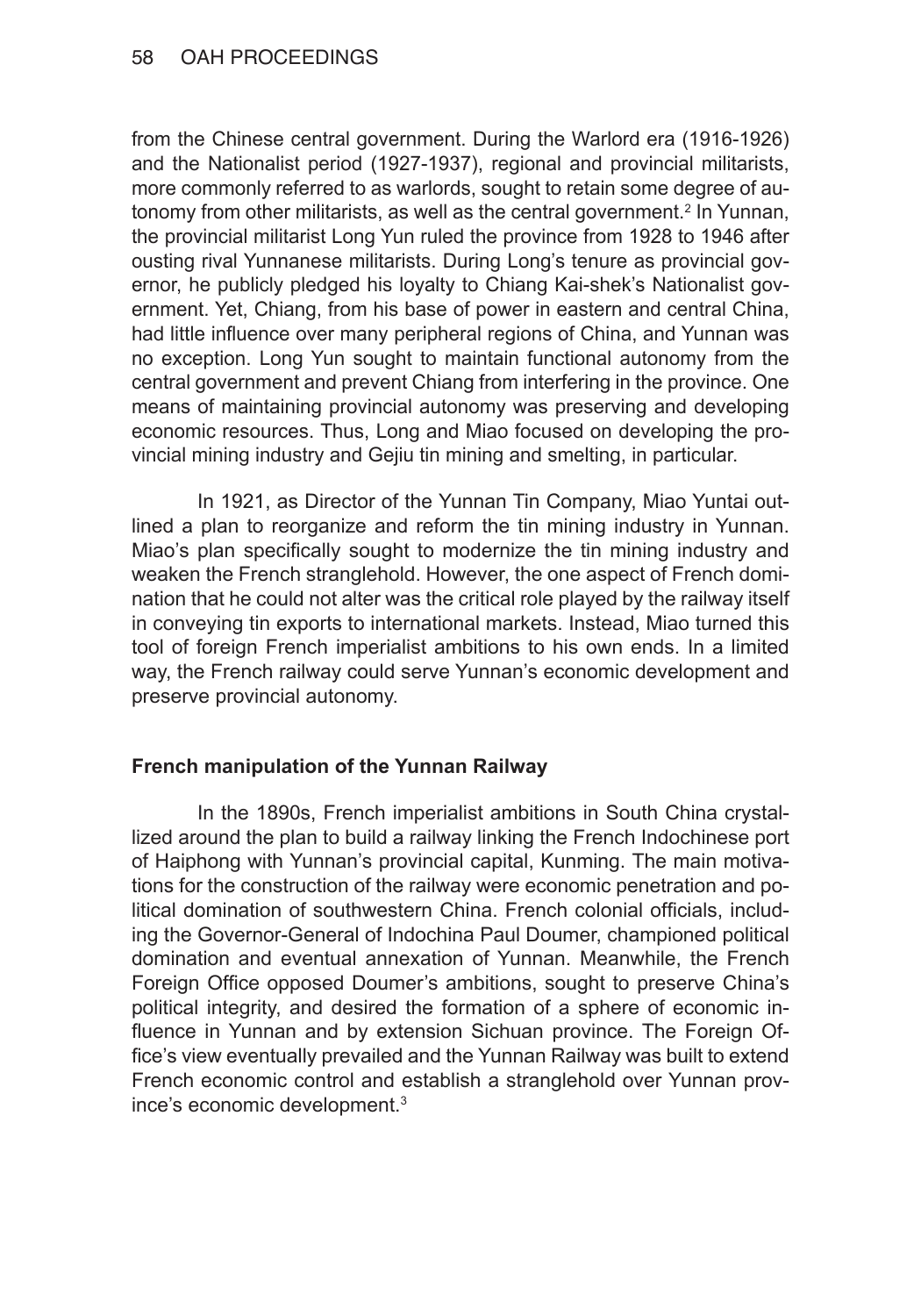from the Chinese central government. During the Warlord era (1916-1926) and the Nationalist period (1927-1937), regional and provincial militarists, more commonly referred to as warlords, sought to retain some degree of autonomy from other militarists, as well as the central government.[2] In Yunnan, the provincial militarist Long Yun ruled the province from 1928 to 1946 after ousting rival Yunnanese militarists. During Long's tenure as provincial governor, he publicly pledged his loyalty to Chiang Kai-shek's Nationalist government. Yet, Chiang, from his base of power in eastern and central China, had little influence over many peripheral regions of China, and Yunnan was no exception. Long Yun sought to maintain functional autonomy from the central government and prevent Chiang from interfering in the province. One means of maintaining provincial autonomy was preserving and developing economic resources. Thus, Long and Miao focused on developing the provincial mining industry and Gejiu tin mining and smelting, in particular.

In 1921, as Director of the Yunnan Tin Company, Miao Yuntai outlined a plan to reorganize and reform the tin mining industry in Yunnan. Miao's plan specifically sought to modernize the tin mining industry and weaken the French stranglehold. However, the one aspect of French domination that he could not alter was the critical role played by the railway itself in conveying tin exports to international markets. Instead, Miao turned this tool of foreign French imperialist ambitions to his own ends. In a limited way, the French railway could serve Yunnan's economic development and preserve provincial autonomy.

**French manipulation of the Yunnan Railway**

In the 1890s, French imperialist ambitions in South China crystallized around the plan to build a railway linking the French Indochinese port of Haiphong with Yunnan's provincial capital, Kunming. The main motivations for the construction of the railway were economic penetration and political domination of southwestern China. French colonial officials, including the Governor-General of Indochina Paul Doumer, championed political domination and eventual annexation of Yunnan. Meanwhile, the French Foreign Office opposed Doumer's ambitions, sought to preserve China's political integrity, and desired the formation of a sphere of economic influence in Yunnan and by extension Sichuan province. The Foreign Office's view eventually prevailed and the Yunnan Railway was built to extend French economic control and establish a stranglehold over Yunnan province's economic development.[3]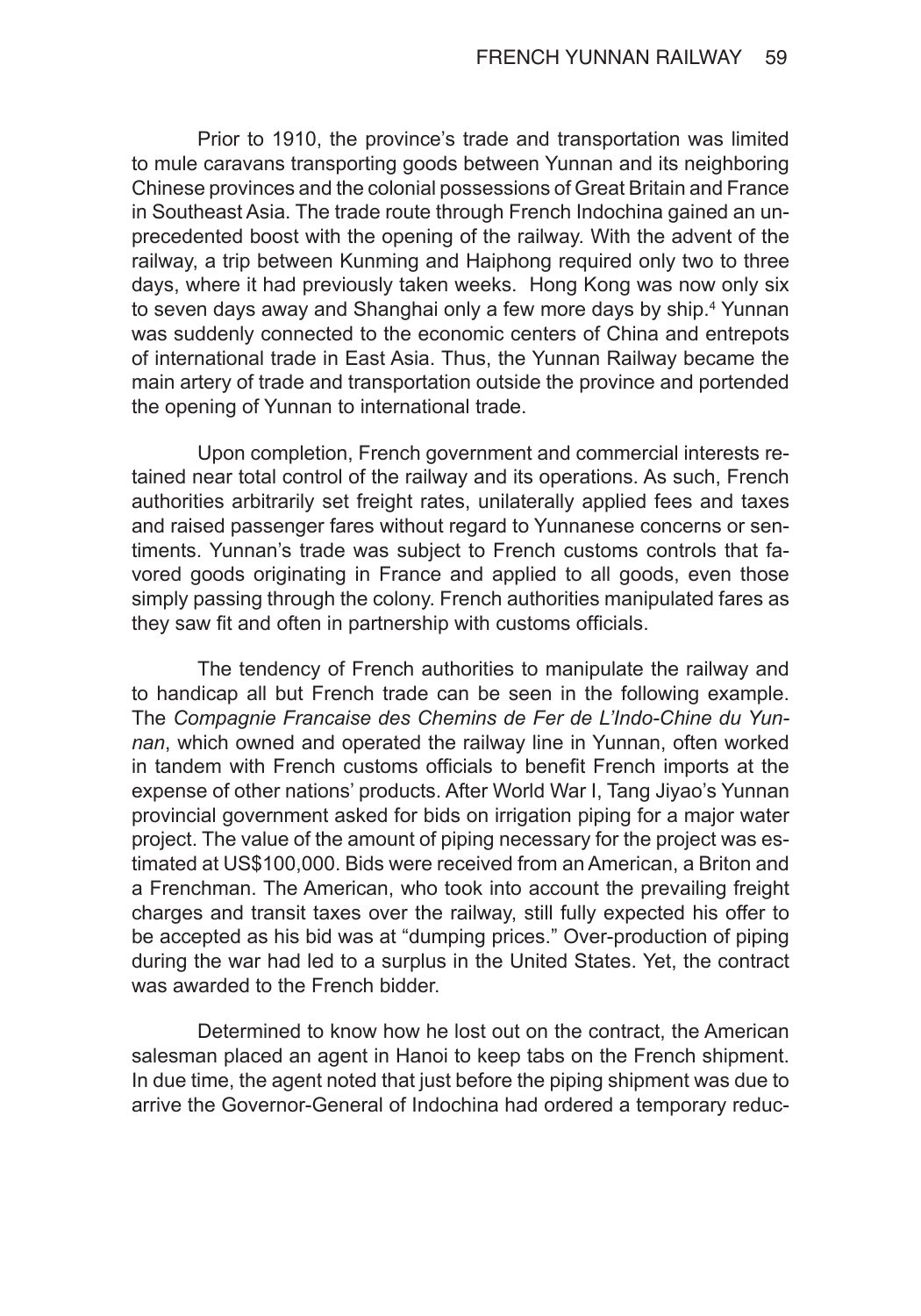Prior to 1910, the province's trade and transportation was limited to mule caravans transporting goods between Yunnan and its neighboring Chinese provinces and the colonial possessions of Great Britain and France in Southeast Asia. The trade route through French Indochina gained an unprecedented boost with the opening of the railway. With the advent of the railway, a trip between Kunming and Haiphong required only two to three days, where it had previously taken weeks. Hong Kong was now only six to seven days away and Shanghai only a few more days by ship.[4] Yunnan was suddenly connected to the economic centers of China and entrepots of international trade in East Asia. Thus, the Yunnan Railway became the main artery of trade and transportation outside the province and portended the opening of Yunnan to international trade.

Upon completion, French government and commercial interests retained near total control of the railway and its operations. As such, French authorities arbitrarily set freight rates, unilaterally applied fees and taxes and raised passenger fares without regard to Yunnanese concerns or sentiments. Yunnan's trade was subject to French customs controls that favored goods originating in France and applied to all goods, even those simply passing through the colony. French authorities manipulated fares as they saw fit and often in partnership with customs officials.

The tendency of French authorities to manipulate the railway and to handicap all but French trade can be seen in the following example. The *Compagnie Francaise des Chemins de Fer de L'Indo-Chine du Yunnan*, which owned and operated the railway line in Yunnan, often worked in tandem with French customs officials to benefit French imports at the expense of other nations' products. After World War I, Tang Jiyao's Yunnan provincial government asked for bids on irrigation piping for a major water project. The value of the amount of piping necessary for the project was estimated at US$100,000. Bids were received from an American, a Briton and a Frenchman. The American, who took into account the prevailing freight charges and transit taxes over the railway, still fully expected his offer to be accepted as his bid was at "dumping prices." Over-production of piping during the war had led to a surplus in the United States. Yet, the contract was awarded to the French bidder.

Determined to know how he lost out on the contract, the American salesman placed an agent in Hanoi to keep tabs on the French shipment. In due time, the agent noted that just before the piping shipment was due to arrive the Governor-General of Indochina had ordered a temporary reduc-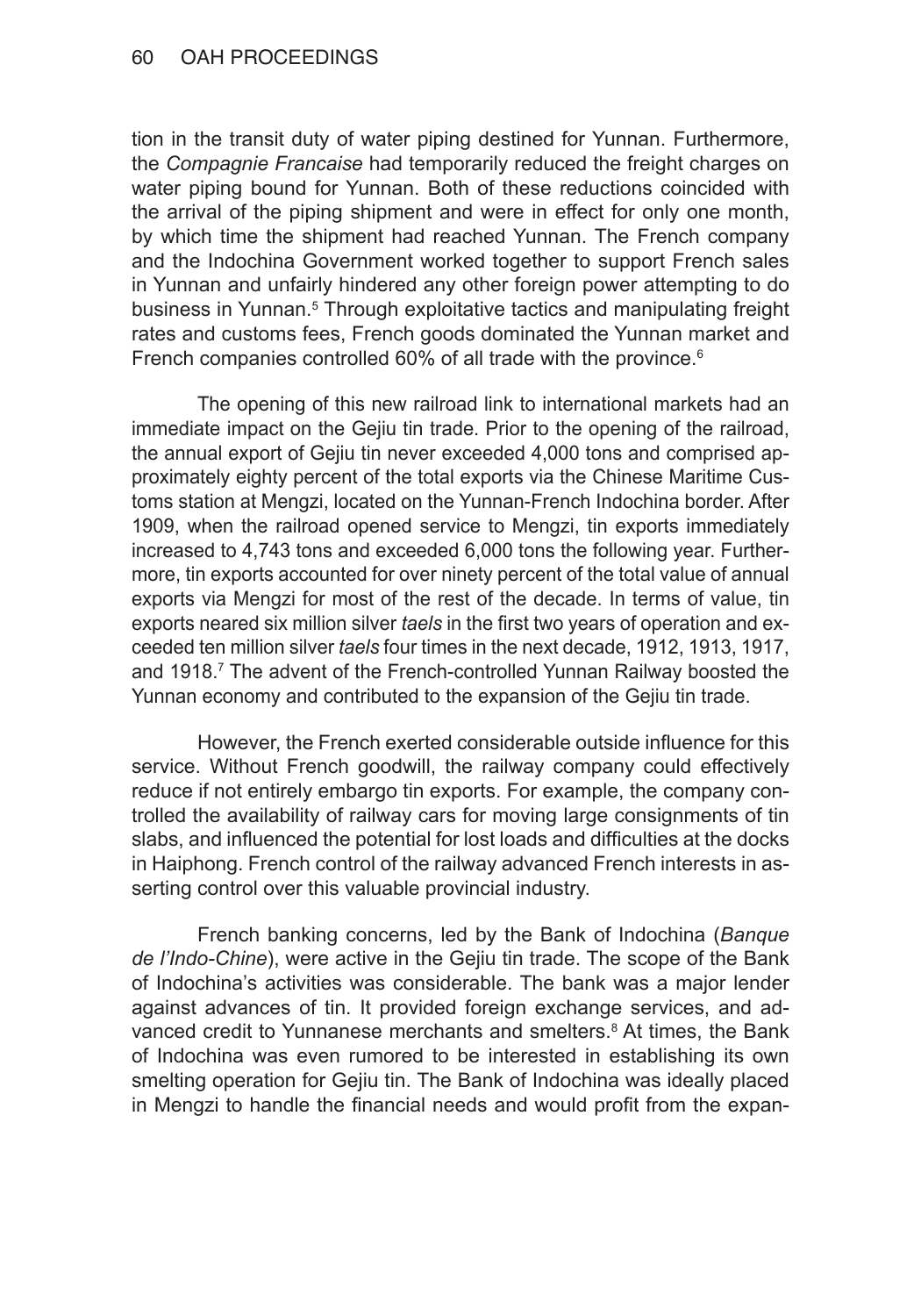tion in the transit duty of water piping destined for Yunnan. Furthermore, the *Compagnie Francaise* had temporarily reduced the freight charges on water piping bound for Yunnan. Both of these reductions coincided with the arrival of the piping shipment and were in effect for only one month, by which time the shipment had reached Yunnan. The French company and the Indochina Government worked together to support French sales in Yunnan and unfairly hindered any other foreign power attempting to do business in Yunnan.[5] Through exploitative tactics and manipulating freight rates and customs fees, French goods dominated the Yunnan market and French companies controlled 60% of all trade with the province.[6]

The opening of this new railroad link to international markets had an immediate impact on the Gejiu tin trade. Prior to the opening of the railroad, the annual export of Gejiu tin never exceeded 4,000 tons and comprised approximately eighty percent of the total exports via the Chinese Maritime Customs station at Mengzi, located on the Yunnan-French Indochina border. After 1909, when the railroad opened service to Mengzi, tin exports immediately increased to 4,743 tons and exceeded 6,000 tons the following year. Furthermore, tin exports accounted for over ninety percent of the total value of annual exports via Mengzi for most of the rest of the decade. In terms of value, tin exports neared six million silver *taels* in the first two years of operation and exceeded ten million silver *taels* four times in the next decade, 1912, 1913, 1917, and 1918.[7] The advent of the French-controlled Yunnan Railway boosted the Yunnan economy and contributed to the expansion of the Gejiu tin trade.

However, the French exerted considerable outside influence for this service. Without French goodwill, the railway company could effectively reduce if not entirely embargo tin exports. For example, the company controlled the availability of railway cars for moving large consignments of tin slabs, and influenced the potential for lost loads and difficulties at the docks in Haiphong. French control of the railway advanced French interests in asserting control over this valuable provincial industry.

French banking concerns, led by the Bank of Indochina (*Banque de l'Indo-Chine*), were active in the Gejiu tin trade. The scope of the Bank of Indochina's activities was considerable. The bank was a major lender against advances of tin. It provided foreign exchange services, and advanced credit to Yunnanese merchants and smelters.[8] At times, the Bank of Indochina was even rumored to be interested in establishing its own smelting operation for Gejiu tin. The Bank of Indochina was ideally placed in Mengzi to handle the financial needs and would profit from the expan-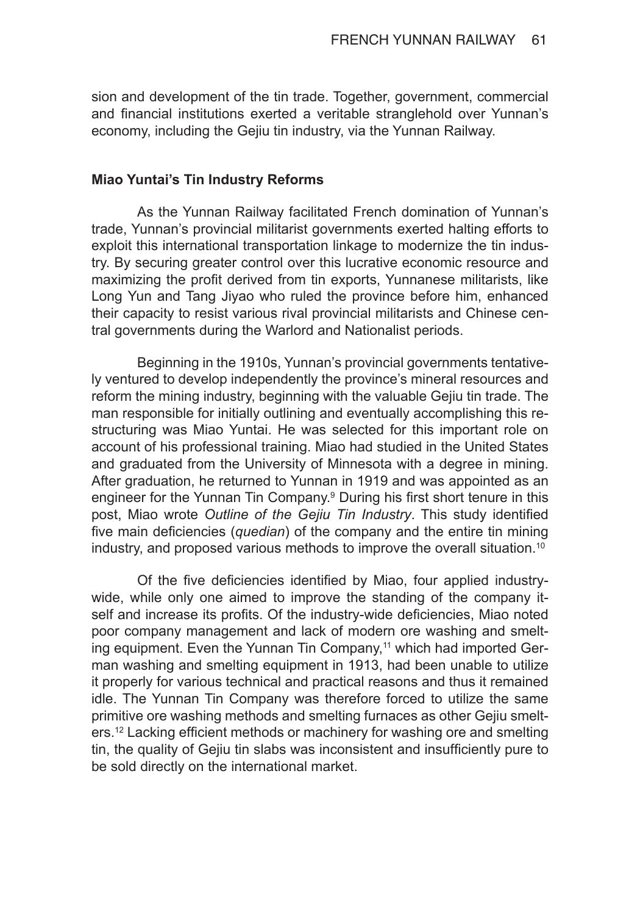sion and development of the tin trade. Together, government, commercial and financial institutions exerted a veritable stranglehold over Yunnan's economy, including the Gejiu tin industry, via the Yunnan Railway.

**Miao Yuntai's Tin Industry Reforms**

As the Yunnan Railway facilitated French domination of Yunnan's trade, Yunnan's provincial militarist governments exerted halting efforts to exploit this international transportation linkage to modernize the tin industry. By securing greater control over this lucrative economic resource and maximizing the profit derived from tin exports, Yunnanese militarists, like Long Yun and Tang Jiyao who ruled the province before him, enhanced their capacity to resist various rival provincial militarists and Chinese central governments during the Warlord and Nationalist periods.

Beginning in the 1910s, Yunnan's provincial governments tentatively ventured to develop independently the province's mineral resources and reform the mining industry, beginning with the valuable Gejiu tin trade. The man responsible for initially outlining and eventually accomplishing this restructuring was Miao Yuntai. He was selected for this important role on account of his professional training. Miao had studied in the United States and graduated from the University of Minnesota with a degree in mining. After graduation, he returned to Yunnan in 1919 and was appointed as an engineer for the Yunnan Tin Company.[9] During his first short tenure in this post, Miao wrote *Outline of the Gejiu Tin Industry*. This study identified five main deficiencies (*quedian*) of the company and the entire tin mining industry, and proposed various methods to improve the overall situation.[10]

Of the five deficiencies identified by Miao, four applied industry-wide, while only one aimed to improve the standing of the company itself and increase its profits. Of the industry-wide deficiencies, Miao noted poor company management and lack of modern ore washing and smelting equipment. Even the Yunnan Tin Company,[11] which had imported German washing and smelting equipment in 1913, had been unable to utilize it properly for various technical and practical reasons and thus it remained idle. The Yunnan Tin Company was therefore forced to utilize the same primitive ore washing methods and smelting furnaces as other Gejiu smelters.[12] Lacking efficient methods or machinery for washing ore and smelting tin, the quality of Gejiu tin slabs was inconsistent and insufficiently pure to be sold directly on the international market.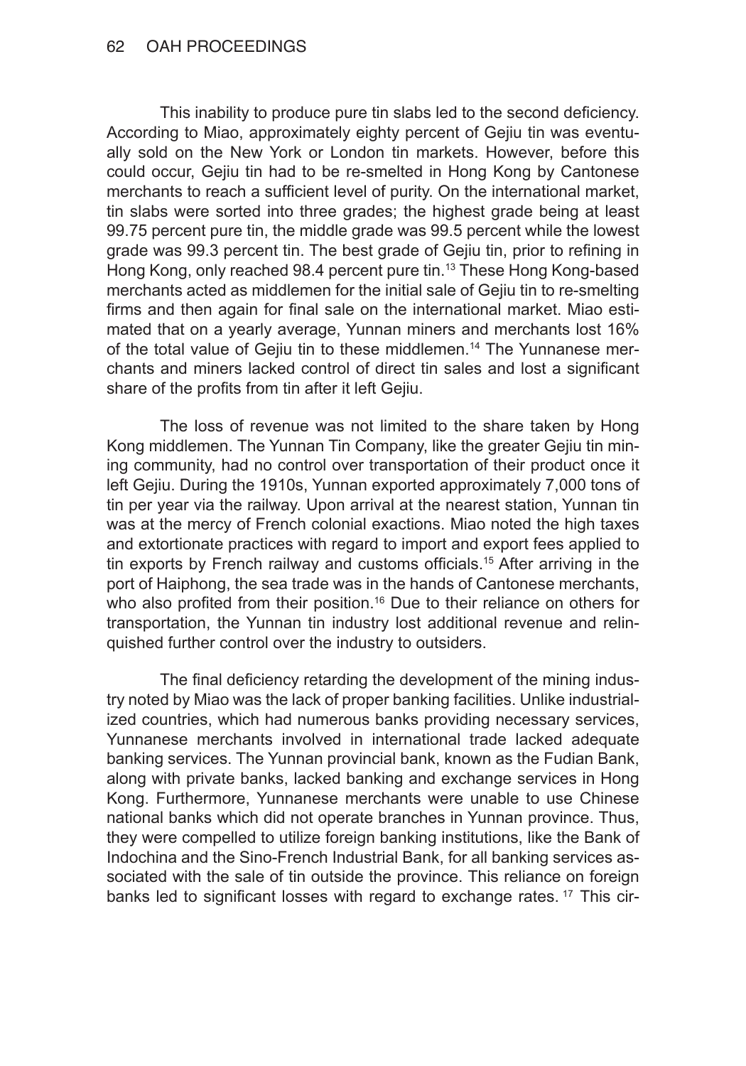This inability to produce pure tin slabs led to the second deficiency. According to Miao, approximately eighty percent of Gejiu tin was eventually sold on the New York or London tin markets. However, before this could occur, Gejiu tin had to be re-smelted in Hong Kong by Cantonese merchants to reach a sufficient level of purity. On the international market, tin slabs were sorted into three grades; the highest grade being at least 99.75 percent pure tin, the middle grade was 99.5 percent while the lowest grade was 99.3 percent tin. The best grade of Gejiu tin, prior to refining in Hong Kong, only reached 98.4 percent pure tin.[13] These Hong Kong-based merchants acted as middlemen for the initial sale of Gejiu tin to re-smelting firms and then again for final sale on the international market. Miao estimated that on a yearly average, Yunnan miners and merchants lost 16% of the total value of Gejiu tin to these middlemen.[14] The Yunnanese merchants and miners lacked control of direct tin sales and lost a significant share of the profits from tin after it left Gejiu.

The loss of revenue was not limited to the share taken by Hong Kong middlemen. The Yunnan Tin Company, like the greater Gejiu tin mining community, had no control over transportation of their product once it left Gejiu. During the 1910s, Yunnan exported approximately 7,000 tons of tin per year via the railway. Upon arrival at the nearest station, Yunnan tin was at the mercy of French colonial exactions. Miao noted the high taxes and extortionate practices with regard to import and export fees applied to tin exports by French railway and customs officials.[15] After arriving in the port of Haiphong, the sea trade was in the hands of Cantonese merchants, who also profited from their position.[16] Due to their reliance on others for transportation, the Yunnan tin industry lost additional revenue and relinquished further control over the industry to outsiders.

The final deficiency retarding the development of the mining industry noted by Miao was the lack of proper banking facilities. Unlike industrialized countries, which had numerous banks providing necessary services, Yunnanese merchants involved in international trade lacked adequate banking services. The Yunnan provincial bank, known as the Fudian Bank, along with private banks, lacked banking and exchange services in Hong Kong. Furthermore, Yunnanese merchants were unable to use Chinese national banks which did not operate branches in Yunnan province. Thus, they were compelled to utilize foreign banking institutions, like the Bank of Indochina and the Sino-French Industrial Bank, for all banking services associated with the sale of tin outside the province. This reliance on foreign banks led to significant losses with regard to exchange rates.[17] This cir-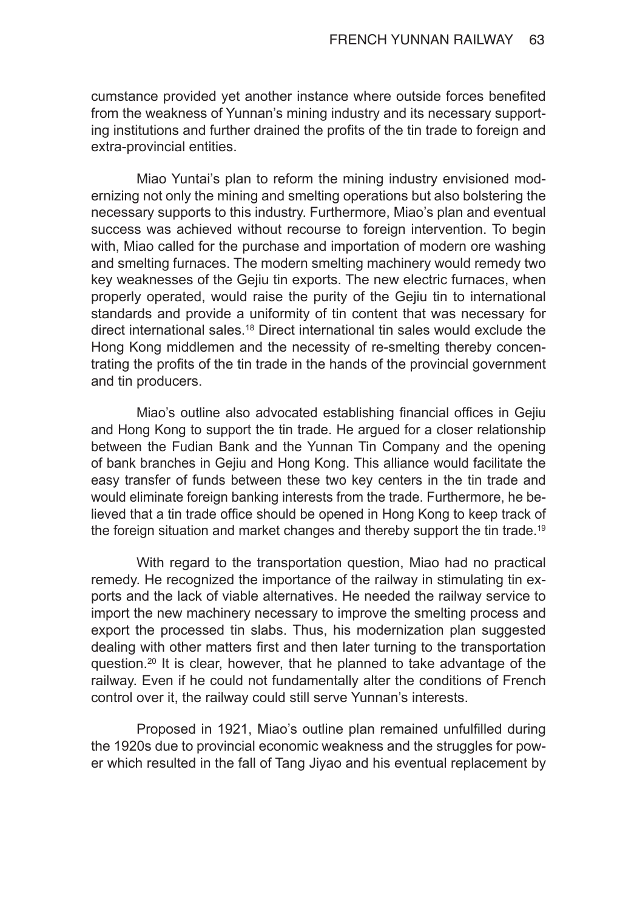cumstance provided yet another instance where outside forces benefited from the weakness of Yunnan's mining industry and its necessary supporting institutions and further drained the profits of the tin trade to foreign and extra-provincial entities.

Miao Yuntai's plan to reform the mining industry envisioned modernizing not only the mining and smelting operations but also bolstering the necessary supports to this industry. Furthermore, Miao's plan and eventual success was achieved without recourse to foreign intervention. To begin with, Miao called for the purchase and importation of modern ore washing and smelting furnaces. The modern smelting machinery would remedy two key weaknesses of the Gejiu tin exports. The new electric furnaces, when properly operated, would raise the purity of the Gejiu tin to international standards and provide a uniformity of tin content that was necessary for direct international sales.[18] Direct international tin sales would exclude the Hong Kong middlemen and the necessity of re-smelting thereby concentrating the profits of the tin trade in the hands of the provincial government and tin producers.

Miao's outline also advocated establishing financial offices in Gejiu and Hong Kong to support the tin trade. He argued for a closer relationship between the Fudian Bank and the Yunnan Tin Company and the opening of bank branches in Gejiu and Hong Kong. This alliance would facilitate the easy transfer of funds between these two key centers in the tin trade and would eliminate foreign banking interests from the trade. Furthermore, he believed that a tin trade office should be opened in Hong Kong to keep track of the foreign situation and market changes and thereby support the tin trade.[19]

With regard to the transportation question, Miao had no practical remedy. He recognized the importance of the railway in stimulating tin exports and the lack of viable alternatives. He needed the railway service to import the new machinery necessary to improve the smelting process and export the processed tin slabs. Thus, his modernization plan suggested dealing with other matters first and then later turning to the transportation question.[20] It is clear, however, that he planned to take advantage of the railway. Even if he could not fundamentally alter the conditions of French control over it, the railway could still serve Yunnan's interests.

Proposed in 1921, Miao's outline plan remained unfulfilled during the 1920s due to provincial economic weakness and the struggles for power which resulted in the fall of Tang Jiyao and his eventual replacement by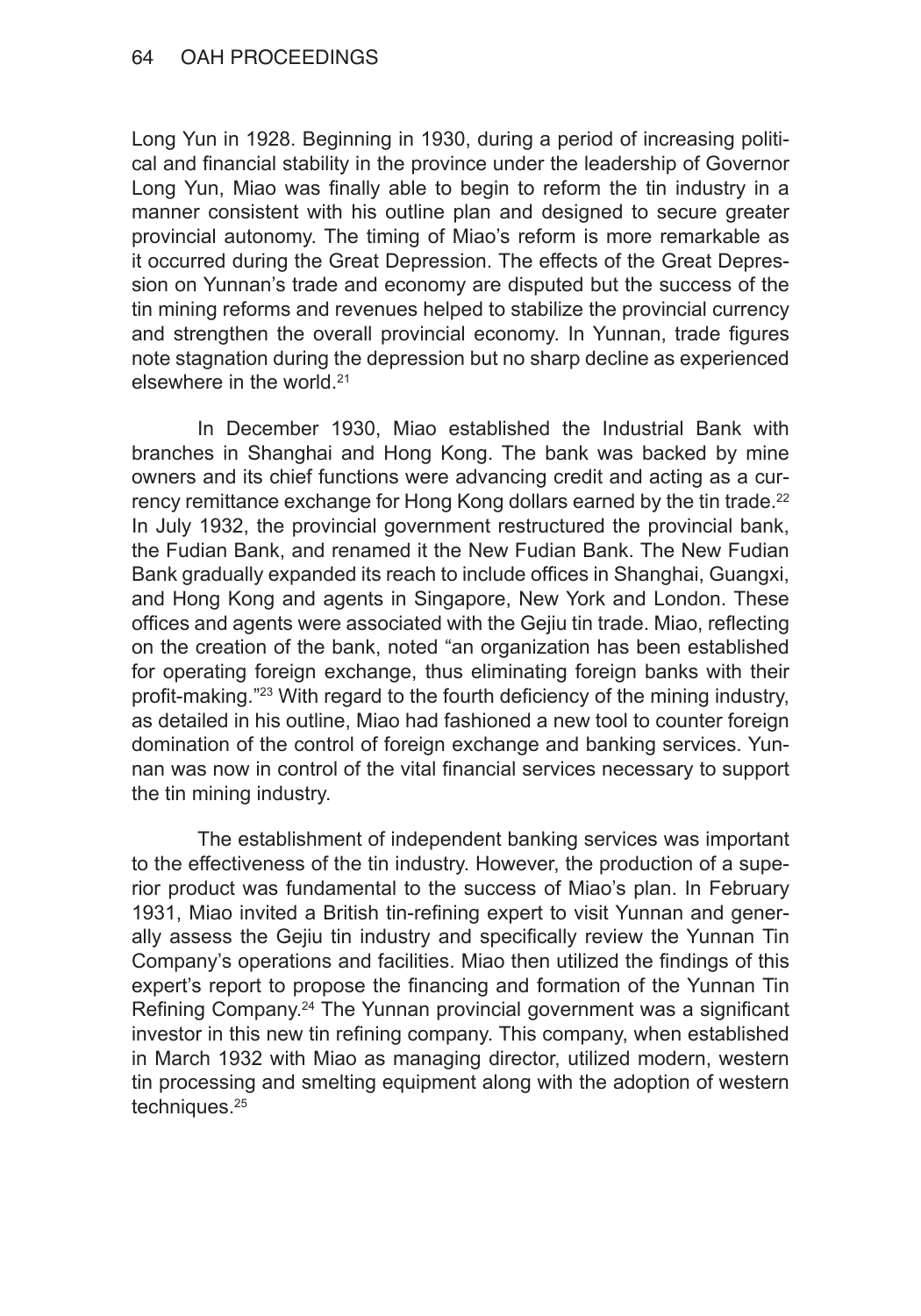Long Yun in 1928. Beginning in 1930, during a period of increasing political and financial stability in the province under the leadership of Governor Long Yun, Miao was finally able to begin to reform the tin industry in a manner consistent with his outline plan and designed to secure greater provincial autonomy. The timing of Miao's reform is more remarkable as it occurred during the Great Depression. The effects of the Great Depression on Yunnan's trade and economy are disputed but the success of the tin mining reforms and revenues helped to stabilize the provincial currency and strengthen the overall provincial economy. In Yunnan, trade figures note stagnation during the depression but no sharp decline as experienced elsewhere in the world.[21]

In December 1930, Miao established the Industrial Bank with branches in Shanghai and Hong Kong. The bank was backed by mine owners and its chief functions were advancing credit and acting as a currency remittance exchange for Hong Kong dollars earned by the tin trade.[22] In July 1932, the provincial government restructured the provincial bank, the Fudian Bank, and renamed it the New Fudian Bank. The New Fudian Bank gradually expanded its reach to include offices in Shanghai, Guangxi, and Hong Kong and agents in Singapore, New York and London. These offices and agents were associated with the Gejiu tin trade. Miao, reflecting on the creation of the bank, noted "an organization has been established for operating foreign exchange, thus eliminating foreign banks with their profit-making."[23] With regard to the fourth deficiency of the mining industry, as detailed in his outline, Miao had fashioned a new tool to counter foreign domination of the control of foreign exchange and banking services. Yunnan was now in control of the vital financial services necessary to support the tin mining industry.

The establishment of independent banking services was important to the effectiveness of the tin industry. However, the production of a superior product was fundamental to the success of Miao's plan. In February 1931, Miao invited a British tin-refining expert to visit Yunnan and generally assess the Gejiu tin industry and specifically review the Yunnan Tin Company's operations and facilities. Miao then utilized the findings of this expert's report to propose the financing and formation of the Yunnan Tin Refining Company.[24] The Yunnan provincial government was a significant investor in this new tin refining company. This company, when established in March 1932 with Miao as managing director, utilized modern, western tin processing and smelting equipment along with the adoption of western techniques.[25]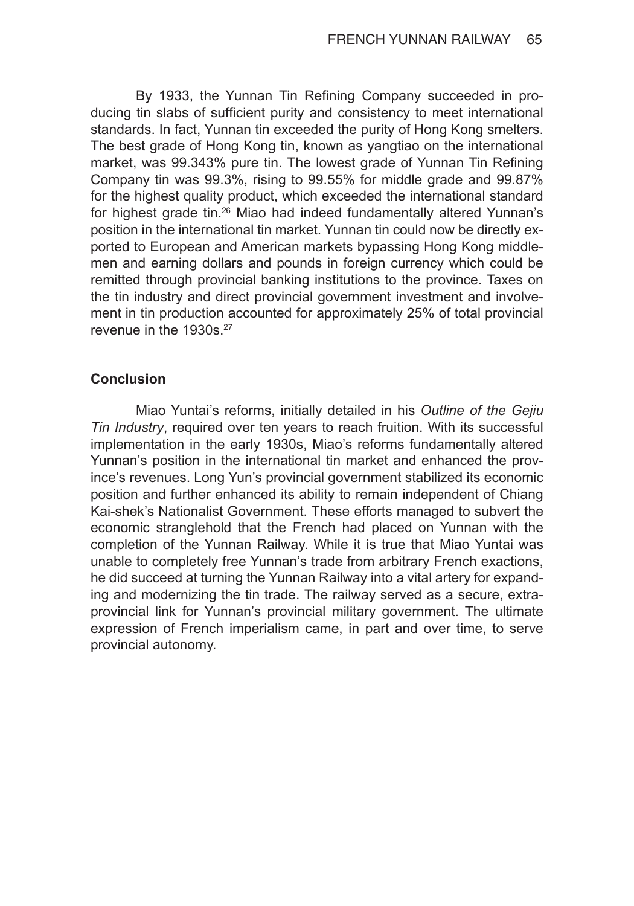By 1933, the Yunnan Tin Refining Company succeeded in producing tin slabs of sufficient purity and consistency to meet international standards. In fact, Yunnan tin exceeded the purity of Hong Kong smelters. The best grade of Hong Kong tin, known as yangtiao on the international market, was 99.343% pure tin. The lowest grade of Yunnan Tin Refining Company tin was 99.3%, rising to 99.55% for middle grade and 99.87% for the highest quality product, which exceeded the international standard for highest grade tin.[26] Miao had indeed fundamentally altered Yunnan's position in the international tin market. Yunnan tin could now be directly exported to European and American markets bypassing Hong Kong middlemen and earning dollars and pounds in foreign currency which could be remitted through provincial banking institutions to the province. Taxes on the tin industry and direct provincial government investment and involvement in tin production accounted for approximately 25% of total provincial revenue in the 1930s.[27]

### Conclusion

Miao Yuntai's reforms, initially detailed in his *Outline of the Gejiu Tin Industry*, required over ten years to reach fruition. With its successful implementation in the early 1930s, Miao's reforms fundamentally altered Yunnan's position in the international tin market and enhanced the province's revenues. Long Yun's provincial government stabilized its economic position and further enhanced its ability to remain independent of Chiang Kai-shek's Nationalist Government. These efforts managed to subvert the economic stranglehold that the French had placed on Yunnan with the completion of the Yunnan Railway. While it is true that Miao Yuntai was unable to completely free Yunnan's trade from arbitrary French exactions, he did succeed at turning the Yunnan Railway into a vital artery for expanding and modernizing the tin trade. The railway served as a secure, extra-provincial link for Yunnan's provincial military government. The ultimate expression of French imperialism came, in part and over time, to serve provincial autonomy.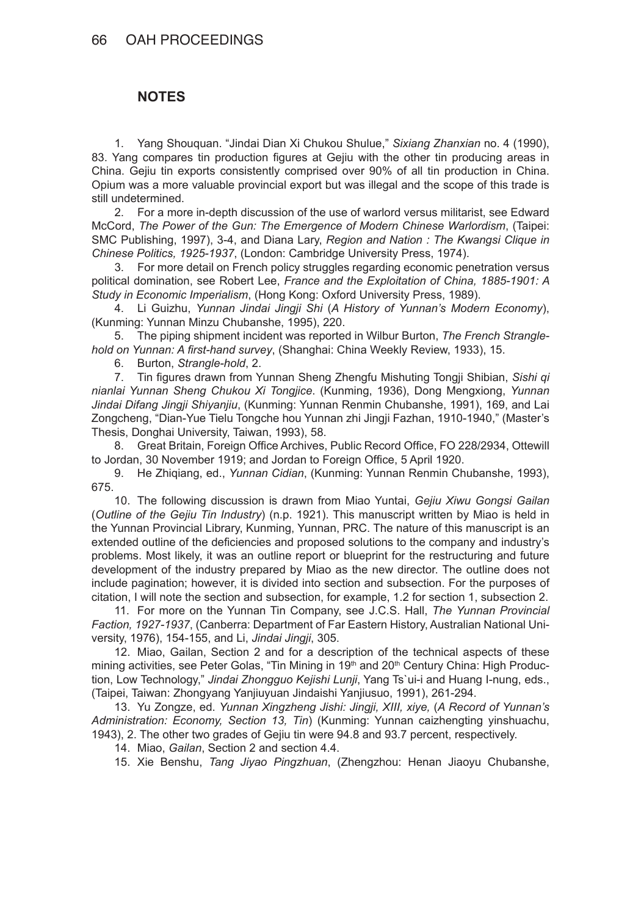## NOTES

1. Yang Shouquan. "Jindai Dian Xi Chukou Shulue," *Sixiang Zhanxian* no. 4 (1990), 83. Yang compares tin production figures at Gejiu with the other tin producing areas in China. Gejiu tin exports consistently comprised over 90% of all tin production in China. Opium was a more valuable provincial export but was illegal and the scope of this trade is still undetermined.

2. For a more in-depth discussion of the use of warlord versus militarist, see Edward McCord, *The Power of the Gun: The Emergence of Modern Chinese Warlordism*, (Taipei: SMC Publishing, 1997), 3-4, and Diana Lary, *Region and Nation : The Kwangsi Clique in Chinese Politics, 1925-1937*, (London: Cambridge University Press, 1974).

3. For more detail on French policy struggles regarding economic penetration versus political domination, see Robert Lee, *France and the Exploitation of China, 1885-1901: A Study in Economic Imperialism*, (Hong Kong: Oxford University Press, 1989).

4. Li Guizhu, *Yunnan Jindai Jingji Shi* (*A History of Yunnan's Modern Economy*), (Kunming: Yunnan Minzu Chubanshe, 1995), 220.

5. The piping shipment incident was reported in Wilbur Burton, *The French Stranglehold on Yunnan: A first-hand survey*, (Shanghai: China Weekly Review, 1933), 15.

6. Burton, *Strangle-hold*, 2.

7. Tin figures drawn from Yunnan Sheng Zhengfu Mishuting Tongji Shibian, *Sishi qi nianlai Yunnan Sheng Chukou Xi Tongjice*. (Kunming, 1936), Dong Mengxiong, *Yunnan Jindai Difang Jingji Shiyanjiu*, (Kunming: Yunnan Renmin Chubanshe, 1991), 169, and Lai Zongcheng, "Dian-Yue Tielu Tongche hou Yunnan zhi Jingji Fazhan, 1910-1940," (Master's Thesis, Donghai University, Taiwan, 1993), 58.

8. Great Britain, Foreign Office Archives, Public Record Office, FO 228/2934, Ottewill to Jordan, 30 November 1919; and Jordan to Foreign Office, 5 April 1920.

9. He Zhiqiang, ed., *Yunnan Cidian*, (Kunming: Yunnan Renmin Chubanshe, 1993), 675.

10. The following discussion is drawn from Miao Yuntai, *Gejiu Xiwu Gongsi Gailan* (*Outline of the Gejiu Tin Industry*) (n.p. 1921). This manuscript written by Miao is held in the Yunnan Provincial Library, Kunming, Yunnan, PRC. The nature of this manuscript is an extended outline of the deficiencies and proposed solutions to the company and industry's problems. Most likely, it was an outline report or blueprint for the restructuring and future development of the industry prepared by Miao as the new director. The outline does not include pagination; however, it is divided into section and subsection. For the purposes of citation, I will note the section and subsection, for example, 1.2 for section 1, subsection 2.

11. For more on the Yunnan Tin Company, see J.C.S. Hall, *The Yunnan Provincial Faction, 1927-1937*, (Canberra: Department of Far Eastern History, Australian National University, 1976), 154-155, and Li, *Jindai Jingji*, 305.

12. Miao, Gailan, Section 2 and for a description of the technical aspects of these mining activities, see Peter Golas, "Tin Mining in 19th and 20th Century China: High Production, Low Technology," *Jindai Zhongguo Kejishi Lunji*, Yang Ts`ui-i and Huang I-nung, eds., (Taipei, Taiwan: Zhongyang Yanjiuyuan Jindaishi Yanjiusuo, 1991), 261-294.

13. Yu Zongze, ed. *Yunnan Xingzheng Jishi: Jingji, XIII, xiye,* (*A Record of Yunnan's Administration: Economy, Section 13, Tin*) (Kunming: Yunnan caizhengting yinshuachu, 1943), 2. The other two grades of Gejiu tin were 94.8 and 93.7 percent, respectively.

14. Miao, *Gailan*, Section 2 and section 4.4.

15. Xie Benshu, *Tang Jiyao Pingzhuan*, (Zhengzhou: Henan Jiaoyu Chubanshe,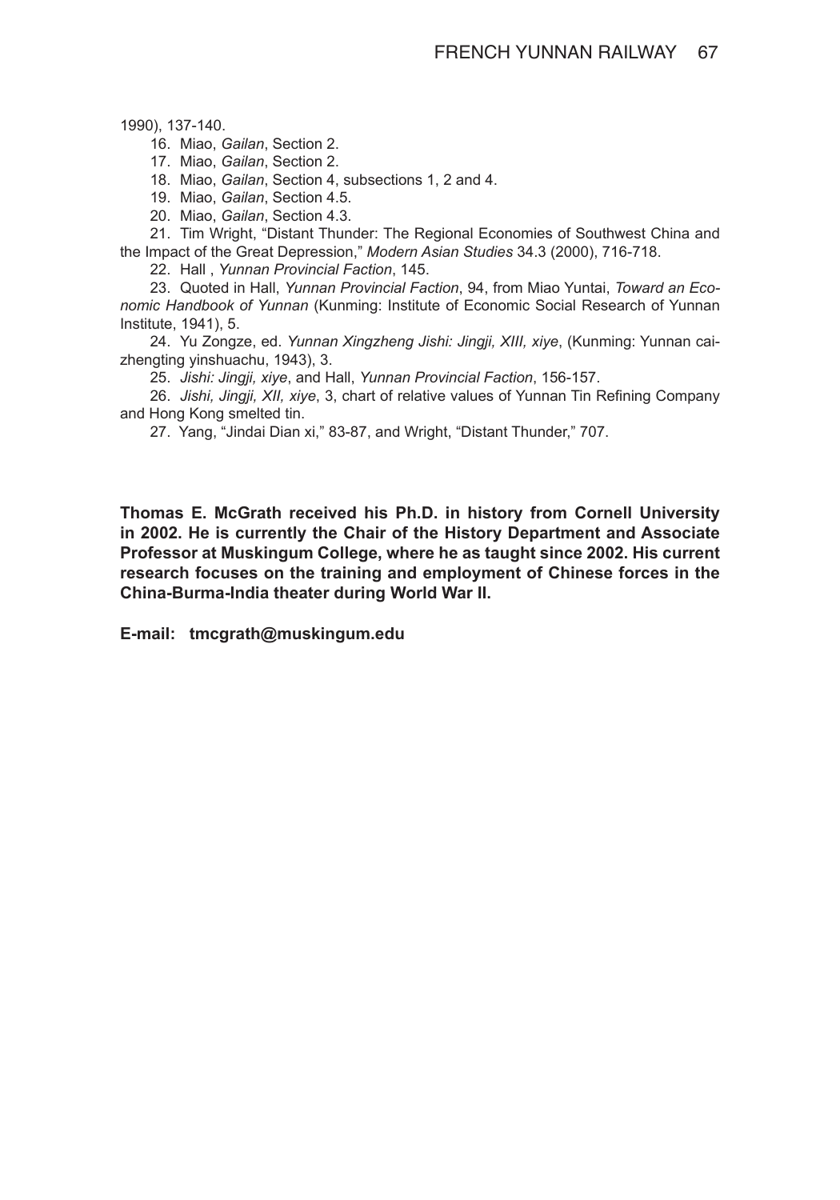1990), 137-140.

16. Miao, *Gailan*, Section 2.

17. Miao, *Gailan*, Section 2.

18. Miao, *Gailan*, Section 4, subsections 1, 2 and 4.

19. Miao, *Gailan*, Section 4.5.

20. Miao, *Gailan*, Section 4.3.

21. Tim Wright, "Distant Thunder: The Regional Economies of Southwest China and the Impact of the Great Depression," *Modern Asian Studies* 34.3 (2000), 716-718.

22. Hall , *Yunnan Provincial Faction*, 145.

23. Quoted in Hall, *Yunnan Provincial Faction*, 94, from Miao Yuntai, *Toward an Economic Handbook of Yunnan* (Kunming: Institute of Economic Social Research of Yunnan Institute, 1941), 5.

24. Yu Zongze, ed. *Yunnan Xingzheng Jishi: Jingji, XIII, xiye*, (Kunming: Yunnan caizhengting yinshuachu, 1943), 3.

25. *Jishi: Jingji, xiye*, and Hall, *Yunnan Provincial Faction*, 156-157.

26. *Jishi, Jingji, XII, xiye*, 3, chart of relative values of Yunnan Tin Refining Company and Hong Kong smelted tin.

27. Yang, "Jindai Dian xi," 83-87, and Wright, "Distant Thunder," 707.

**Thomas E. McGrath received his Ph.D. in history from Cornell University in 2002. He is currently the Chair of the History Department and Associate Professor at Muskingum College, where he as taught since 2002. His current research focuses on the training and employment of Chinese forces in the China-Burma-India theater during World War II.**

**E-mail: tmcgrath@muskingum.edu**